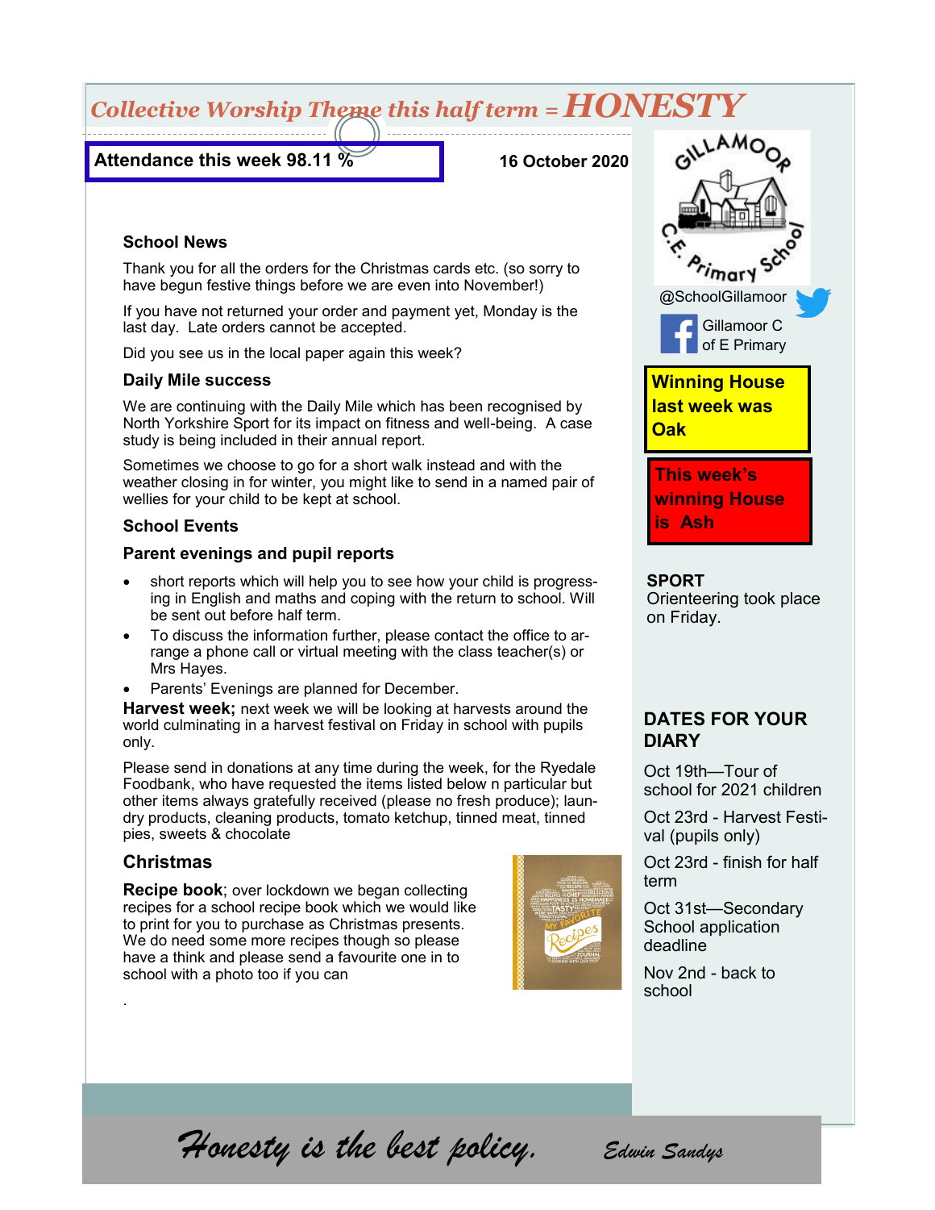## Collective Worship Theme this half term = HONESTY

**Attendance this week 98.11 %**

**16 October 2020**

### School News

Thank you for all the orders for the Christmas cards etc. (so sorry to have begun festive things before we are even into November!)

If you have not returned your order and payment yet, Monday is the last day. Late orders cannot be accepted.

Did you see us in the local paper again this week?

### Daily Mile success

We are continuing with the Daily Mile which has been recognised by North Yorkshire Sport for its impact on fitness and well-being. A case study is being included in their annual report.

Sometimes we choose to go for a short walk instead and with the weather closing in for winter, you might like to send in a named pair of wellies for your child to be kept at school.

### School Events

#### Parent evenings and pupil reports

- short reports which will help you to see how your child is progressing in English and maths and coping with the return to school. Will be sent out before half term.
- To discuss the information further, please contact the office to arrange a phone call or virtual meeting with the class teacher(s) or Mrs Hayes.
- Parents' Evenings are planned for December.

**Harvest week;** next week we will be looking at harvests around the world culminating in a harvest festival on Friday in school with pupils only.

Please send in donations at any time during the week, for the Ryedale Foodbank, who have requested the items listed below n particular but other items always gratefully received (please no fresh produce); laundry products, cleaning products, tomato ketchup, tinned meat, tinned pies, sweets & chocolate

### Christmas

**Recipe book**; over lockdown we began collecting recipes for a school recipe book which we would like to print for you to purchase as Christmas presents. We do need some more recipes though so please have a think and please send a favourite one in to school with a photo too if you can

.

GILLAMOOR C.E. Primary School

@SchoolGillamoor

Gillamoor C of E Primary

**Winning House last week was Oak**

**This week's winning House is Ash**

**SPORT**
Orienteering took place on Friday.

### DATES FOR YOUR DIARY

Oct 19th—Tour of school for 2021 children

Oct 23rd - Harvest Festival (pupils only)

Oct 23rd - finish for half term

Oct 31st—Secondary School application deadline

Nov 2nd - back to school

*Honesty is the best policy.* *Edwin Sandys*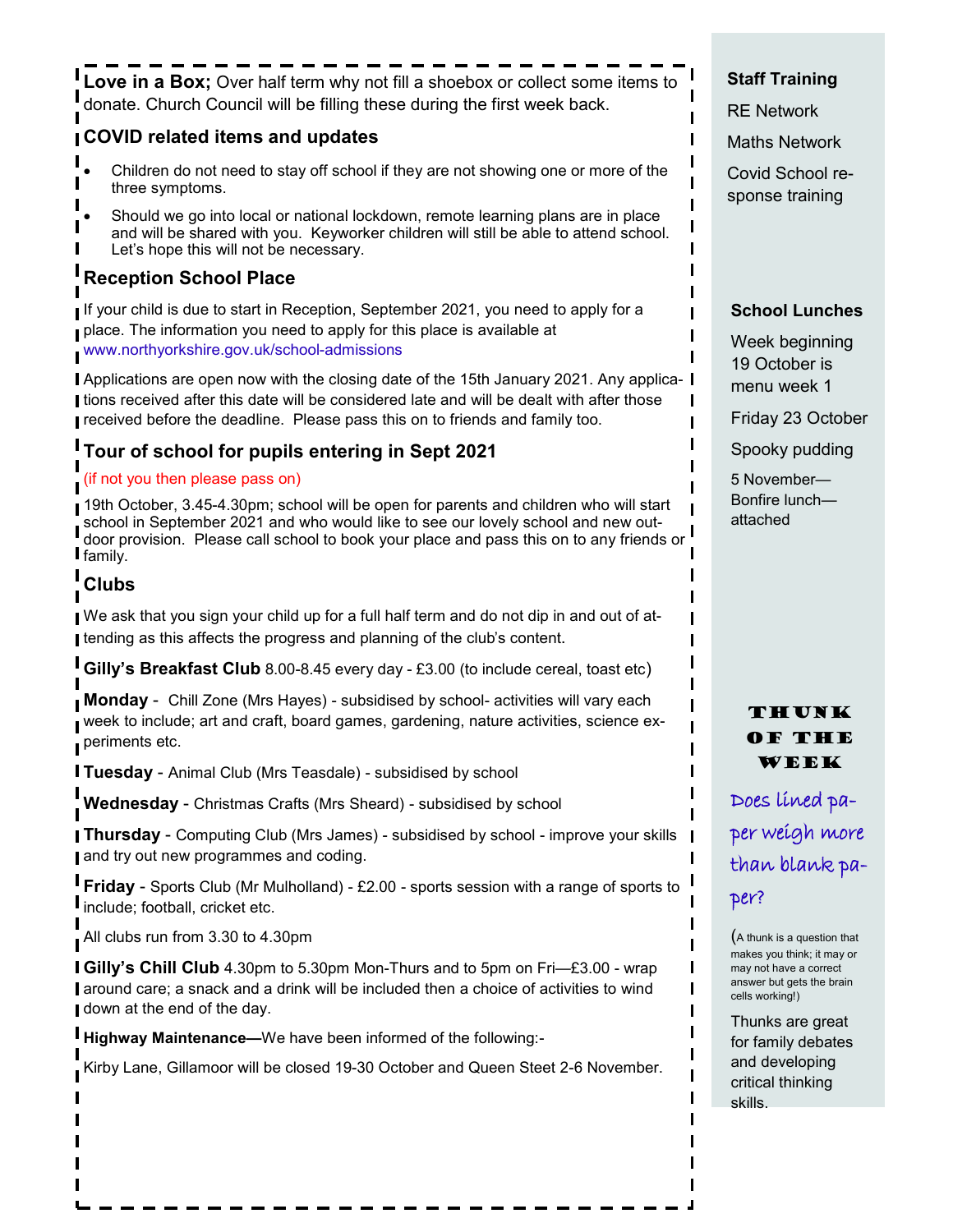**Love in a Box;** Over half term why not fill a shoebox or collect some items to donate. Church Council will be filling these during the first week back.

## COVID related items and updates

- Children do not need to stay off school if they are not showing one or more of the three symptoms.
- Should we go into local or national lockdown, remote learning plans are in place and will be shared with you. Keyworker children will still be able to attend school. Let's hope this will not be necessary.

## Reception School Place

If your child is due to start in Reception, September 2021, you need to apply for a place. The information you need to apply for this place is available at www.northyorkshire.gov.uk/school-admissions

Applications are open now with the closing date of the 15th January 2021. Any applications received after this date will be considered late and will be dealt with after those received before the deadline. Please pass this on to friends and family too.

## Tour of school for pupils entering in Sept 2021

(if not you then please pass on)

19th October, 3.45-4.30pm; school will be open for parents and children who will start school in September 2021 and who would like to see our lovely school and new outdoor provision. Please call school to book your place and pass this on to any friends or family.

## Clubs

We ask that you sign your child up for a full half term and do not dip in and out of attending as this affects the progress and planning of the club's content.

**Gilly's Breakfast Club** 8.00-8.45 every day - £3.00 (to include cereal, toast etc)

**Monday** - Chill Zone (Mrs Hayes) - subsidised by school- activities will vary each week to include; art and craft, board games, gardening, nature activities, science experiments etc.

**Tuesday** - Animal Club (Mrs Teasdale) - subsidised by school

**Wednesday** - Christmas Crafts (Mrs Sheard) - subsidised by school

**Thursday** - Computing Club (Mrs James) - subsidised by school - improve your skills and try out new programmes and coding.

**Friday** - Sports Club (Mr Mulholland) - £2.00 - sports session with a range of sports to include; football, cricket etc.

All clubs run from 3.30 to 4.30pm

**Gilly's Chill Club** 4.30pm to 5.30pm Mon-Thurs and to 5pm on Fri—£3.00 - wrap around care; a snack and a drink will be included then a choice of activities to wind down at the end of the day.

**Highway Maintenance—**We have been informed of the following:-

Kirby Lane, Gillamoor will be closed 19-30 October and Queen Steet 2-6 November.

## Staff Training

RE Network

Maths Network

Covid School response training

## School Lunches

Week beginning 19 October is menu week 1

Friday 23 October

Spooky pudding

5 November—Bonfire lunch—attached

## THUNK OF THE WEEK

Does lined paper weigh more than blank paper?

(A thunk is a question that makes you think; it may or may not have a correct answer but gets the brain cells working!)

Thunks are great for family debates and developing critical thinking skills.